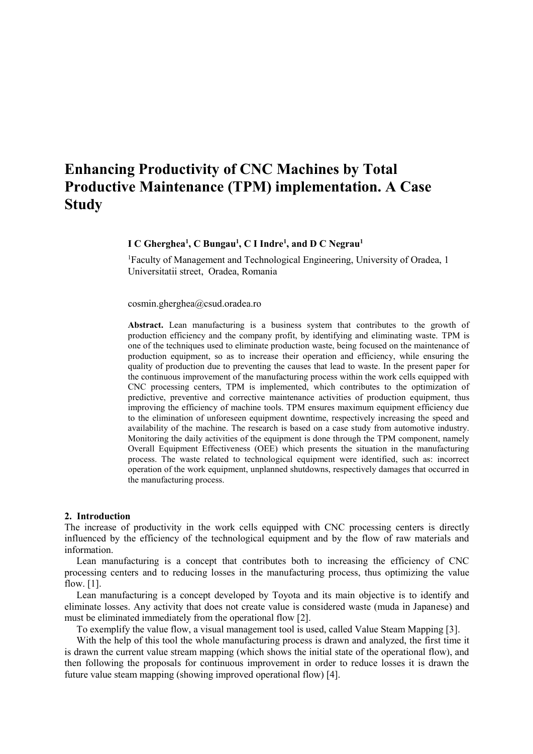# Enhancing Productivity of CNC Machines by Total Productive Maintenance (TPM) implementation. A Case Study

**I C Gherghea[1], C Bungau[1], C I Indre[1], and D C Negrau[1]**

[1]Faculty of Management and Technological Engineering, University of Oradea, 1 Universitatii street, Oradea, Romania

cosmin.gherghea@csud.oradea.ro

**Abstract.** Lean manufacturing is a business system that contributes to the growth of production efficiency and the company profit, by identifying and eliminating waste. TPM is one of the techniques used to eliminate production waste, being focused on the maintenance of production equipment, so as to increase their operation and efficiency, while ensuring the quality of production due to preventing the causes that lead to waste. In the present paper for the continuous improvement of the manufacturing process within the work cells equipped with CNC processing centers, TPM is implemented, which contributes to the optimization of predictive, preventive and corrective maintenance activities of production equipment, thus improving the efficiency of machine tools. TPM ensures maximum equipment efficiency due to the elimination of unforeseen equipment downtime, respectively increasing the speed and availability of the machine. The research is based on a case study from automotive industry. Monitoring the daily activities of the equipment is done through the TPM component, namely Overall Equipment Effectiveness (OEE) which presents the situation in the manufacturing process. The waste related to technological equipment were identified, such as: incorrect operation of the work equipment, unplanned shutdowns, respectively damages that occurred in the manufacturing process.

## 2. Introduction

The increase of productivity in the work cells equipped with CNC processing centers is directly influenced by the efficiency of the technological equipment and by the flow of raw materials and information.

Lean manufacturing is a concept that contributes both to increasing the efficiency of CNC processing centers and to reducing losses in the manufacturing process, thus optimizing the value flow. [1].

Lean manufacturing is a concept developed by Toyota and its main objective is to identify and eliminate losses. Any activity that does not create value is considered waste (muda in Japanese) and must be eliminated immediately from the operational flow [2].

To exemplify the value flow, a visual management tool is used, called Value Steam Mapping [3].

With the help of this tool the whole manufacturing process is drawn and analyzed, the first time it is drawn the current value stream mapping (which shows the initial state of the operational flow), and then following the proposals for continuous improvement in order to reduce losses it is drawn the future value steam mapping (showing improved operational flow) [4].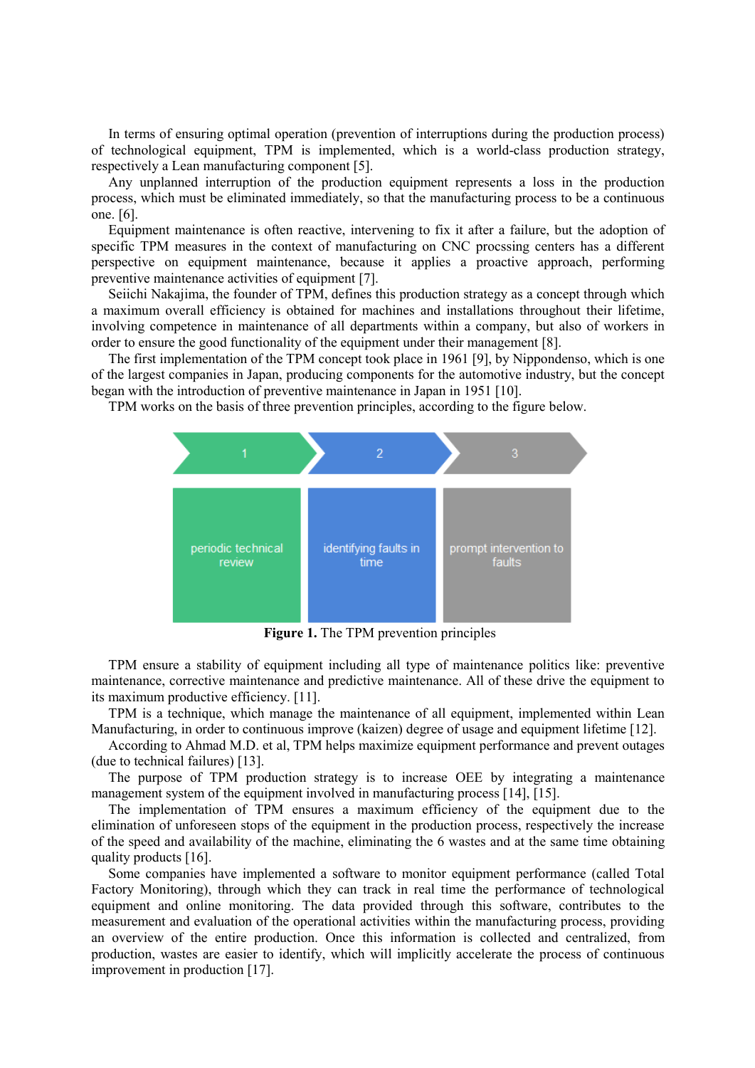In terms of ensuring optimal operation (prevention of interruptions during the production process) of technological equipment, TPM is implemented, which is a world-class production strategy, respectively a Lean manufacturing component [5].

Any unplanned interruption of the production equipment represents a loss in the production process, which must be eliminated immediately, so that the manufacturing process to be a continuous one. [6].

Equipment maintenance is often reactive, intervening to fix it after a failure, but the adoption of specific TPM measures in the context of manufacturing on CNC procssing centers has a different perspective on equipment maintenance, because it applies a proactive approach, performing preventive maintenance activities of equipment [7].

Seiichi Nakajima, the founder of TPM, defines this production strategy as a concept through which a maximum overall efficiency is obtained for machines and installations throughout their lifetime, involving competence in maintenance of all departments within a company, but also of workers in order to ensure the good functionality of the equipment under their management [8].

The first implementation of the TPM concept took place in 1961 [9], by Nippondenso, which is one of the largest companies in Japan, producing components for the automotive industry, but the concept began with the introduction of preventive maintenance in Japan in 1951 [10].

TPM works on the basis of three prevention principles, according to the figure below.

| 1 | 2 | 3 |
|---|---|---|
| periodic technical review | identifying faults in time | prompt intervention to faults |

**Figure 1.** The TPM prevention principles

TPM ensure a stability of equipment including all type of maintenance politics like: preventive maintenance, corrective maintenance and predictive maintenance. All of these drive the equipment to its maximum productive efficiency. [11].

TPM is a technique, which manage the maintenance of all equipment, implemented within Lean Manufacturing, in order to continuous improve (kaizen) degree of usage and equipment lifetime [12].

According to Ahmad M.D. et al, TPM helps maximize equipment performance and prevent outages (due to technical failures) [13].

The purpose of TPM production strategy is to increase OEE by integrating a maintenance management system of the equipment involved in manufacturing process [14], [15].

The implementation of TPM ensures a maximum efficiency of the equipment due to the elimination of unforeseen stops of the equipment in the production process, respectively the increase of the speed and availability of the machine, eliminating the 6 wastes and at the same time obtaining quality products [16].

Some companies have implemented a software to monitor equipment performance (called Total Factory Monitoring), through which they can track in real time the performance of technological equipment and online monitoring. The data provided through this software, contributes to the measurement and evaluation of the operational activities within the manufacturing process, providing an overview of the entire production. Once this information is collected and centralized, from production, wastes are easier to identify, which will implicitly accelerate the process of continuous improvement in production [17].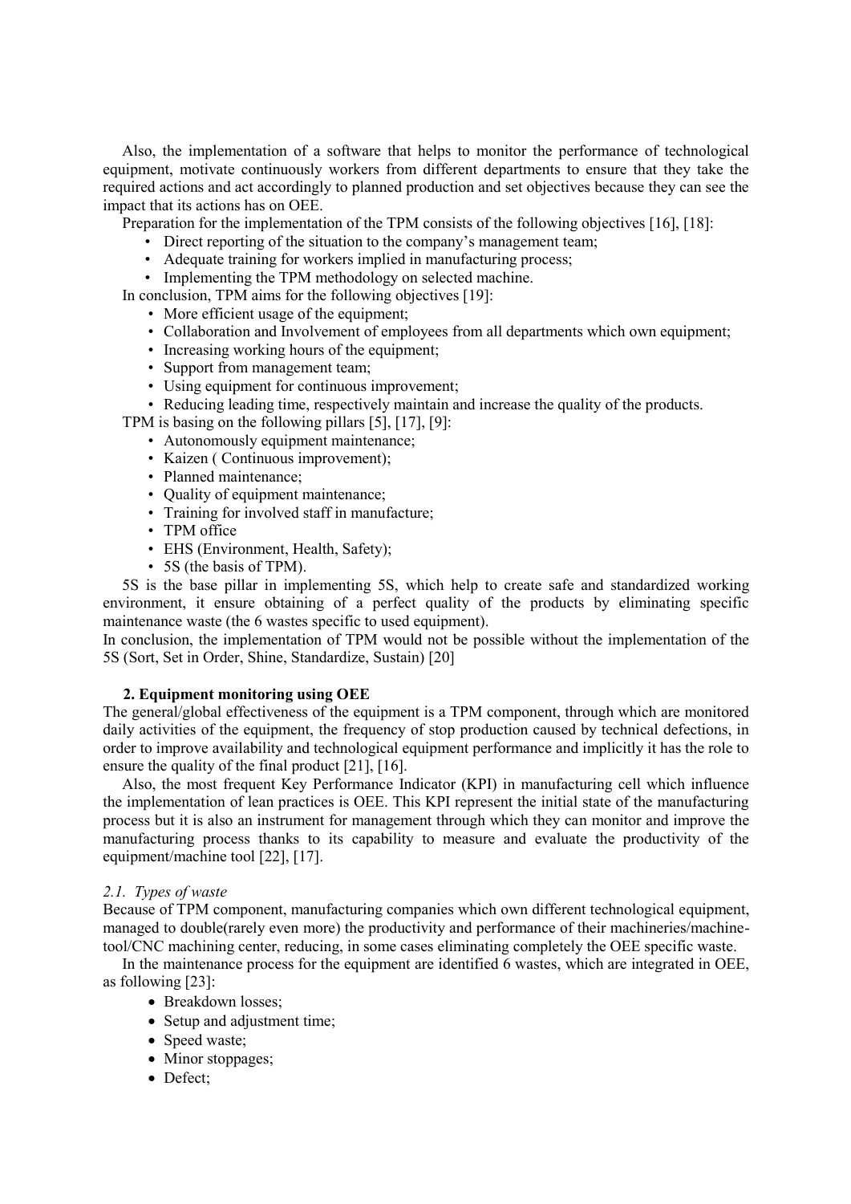Also, the implementation of a software that helps to monitor the performance of technological equipment, motivate continuously workers from different departments to ensure that they take the required actions and act accordingly to planned production and set objectives because they can see the impact that its actions has on OEE.

Preparation for the implementation of the TPM consists of the following objectives [16], [18]:

- Direct reporting of the situation to the company's management team;
- Adequate training for workers implied in manufacturing process;
- Implementing the TPM methodology on selected machine.

In conclusion, TPM aims for the following objectives [19]:

- More efficient usage of the equipment;
- Collaboration and Involvement of employees from all departments which own equipment;
- Increasing working hours of the equipment;
- Support from management team;
- Using equipment for continuous improvement;
- Reducing leading time, respectively maintain and increase the quality of the products.

TPM is basing on the following pillars [5], [17], [9]:

- Autonomously equipment maintenance;
- Kaizen ( Continuous improvement);
- Planned maintenance;
- Quality of equipment maintenance;
- Training for involved staff in manufacture;
- TPM office
- EHS (Environment, Health, Safety);
- 5S (the basis of TPM).

5S is the base pillar in implementing 5S, which help to create safe and standardized working environment, it ensure obtaining of a perfect quality of the products by eliminating specific maintenance waste (the 6 wastes specific to used equipment).

In conclusion, the implementation of TPM would not be possible without the implementation of the 5S (Sort, Set in Order, Shine, Standardize, Sustain) [20]

## 2. Equipment monitoring using OEE

The general/global effectiveness of the equipment is a TPM component, through which are monitored daily activities of the equipment, the frequency of stop production caused by technical defections, in order to improve availability and technological equipment performance and implicitly it has the role to ensure the quality of the final product [21], [16].

Also, the most frequent Key Performance Indicator (KPI) in manufacturing cell which influence the implementation of lean practices is OEE. This KPI represent the initial state of the manufacturing process but it is also an instrument for management through which they can monitor and improve the manufacturing process thanks to its capability to measure and evaluate the productivity of the equipment/machine tool [22], [17].

### *2.1. Types of waste*

Because of TPM component, manufacturing companies which own different technological equipment, managed to double(rarely even more) the productivity and performance of their machineries/machine-tool/CNC machining center, reducing, in some cases eliminating completely the OEE specific waste.

In the maintenance process for the equipment are identified 6 wastes, which are integrated in OEE, as following [23]:

- Breakdown losses;
- Setup and adjustment time;
- Speed waste;
- Minor stoppages;
- Defect;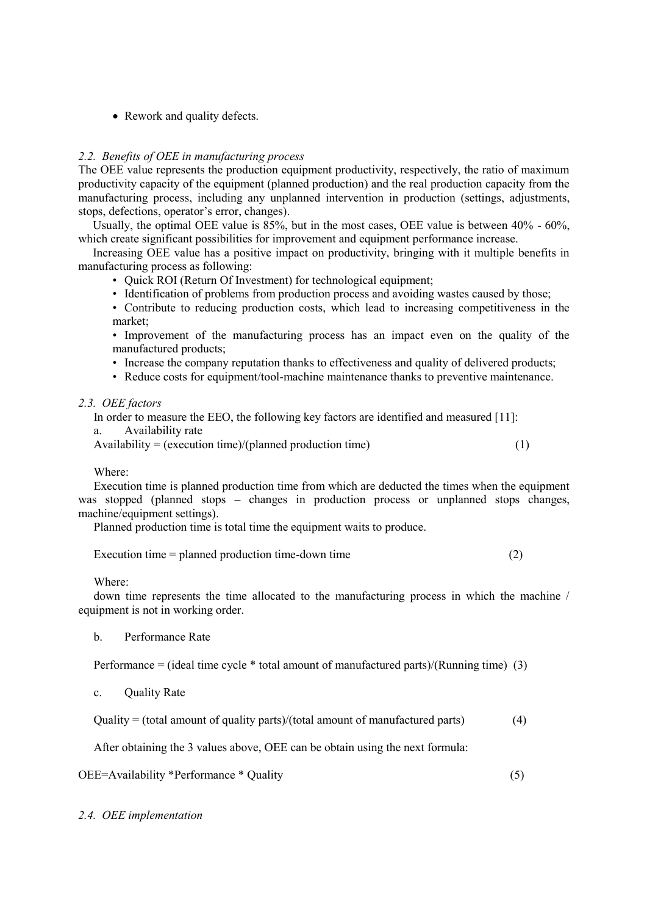- Rework and quality defects.

### *2.2. Benefits of OEE in manufacturing process*

The OEE value represents the production equipment productivity, respectively, the ratio of maximum productivity capacity of the equipment (planned production) and the real production capacity from the manufacturing process, including any unplanned intervention in production (settings, adjustments, stops, defections, operator's error, changes).

Usually, the optimal OEE value is 85%, but in the most cases, OEE value is between 40% - 60%, which create significant possibilities for improvement and equipment performance increase.

Increasing OEE value has a positive impact on productivity, bringing with it multiple benefits in manufacturing process as following:

- Quick ROI (Return Of Investment) for technological equipment;
- Identification of problems from production process and avoiding wastes caused by those;
- Contribute to reducing production costs, which lead to increasing competitiveness in the market;
- Improvement of the manufacturing process has an impact even on the quality of the manufactured products;
- Increase the company reputation thanks to effectiveness and quality of delivered products;
- Reduce costs for equipment/tool-machine maintenance thanks to preventive maintenance.

### *2.3. OEE factors*

In order to measure the EEO, the following key factors are identified and measured [11]:

a. Availability rate

Availability = (execution time)/(planned production time) (1)

Where:

Execution time is planned production time from which are deducted the times when the equipment was stopped (planned stops – changes in production process or unplanned stops changes, machine/equipment settings).

Planned production time is total time the equipment waits to produce.

Execution time = planned production time-down time (2)

Where:

down time represents the time allocated to the manufacturing process in which the machine / equipment is not in working order.

b. Performance Rate

Performance = (ideal time cycle * total amount of manufactured parts)/(Running time) (3)

c. Quality Rate

Quality = (total amount of quality parts)/(total amount of manufactured parts) (4)

After obtaining the 3 values above, OEE can be obtain using the next formula:

OEE=Availability *Performance * Quality (5)

### *2.4. OEE implementation*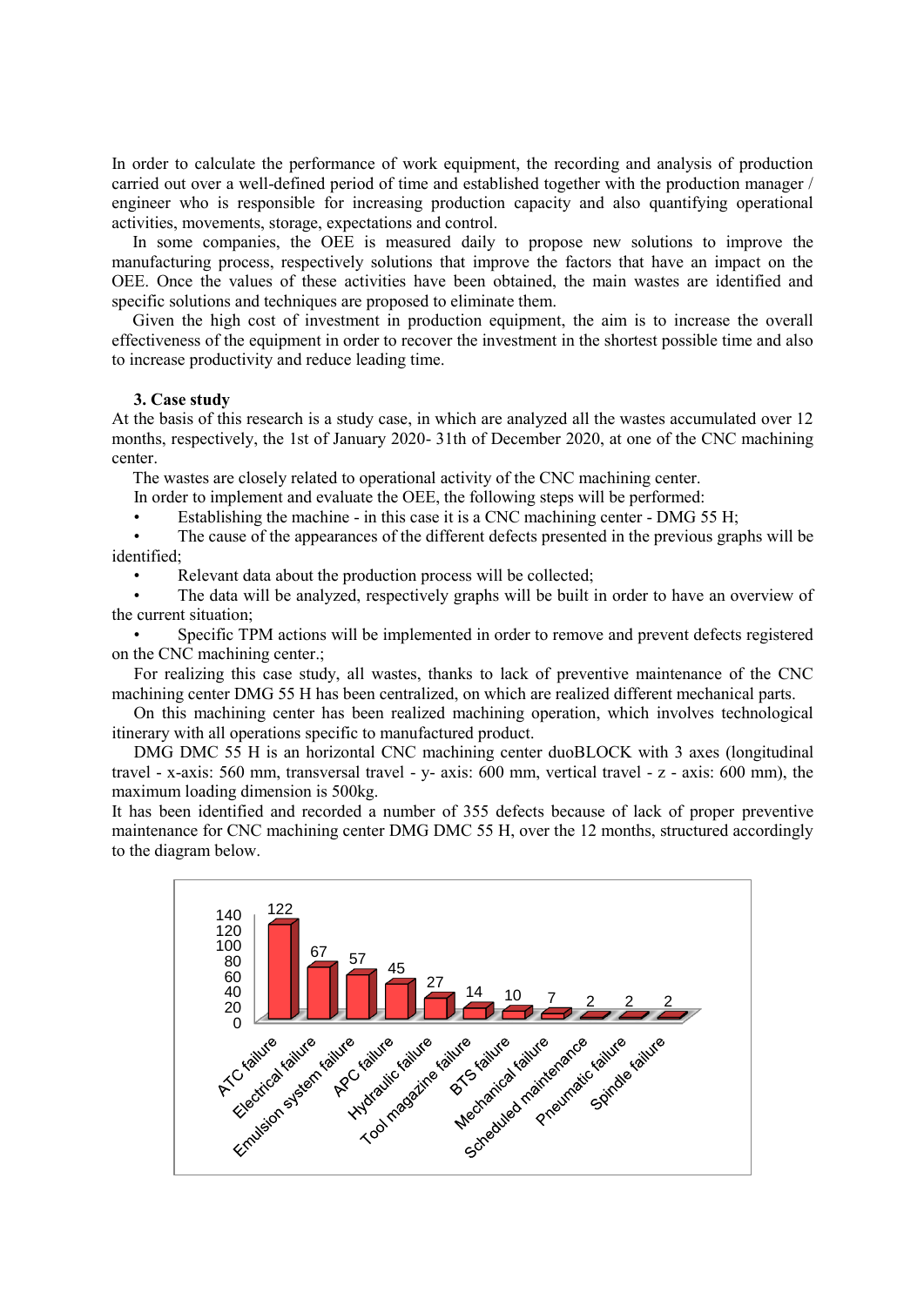In order to calculate the performance of work equipment, the recording and analysis of production carried out over a well-defined period of time and established together with the production manager / engineer who is responsible for increasing production capacity and also quantifying operational activities, movements, storage, expectations and control.

In some companies, the OEE is measured daily to propose new solutions to improve the manufacturing process, respectively solutions that improve the factors that have an impact on the OEE. Once the values of these activities have been obtained, the main wastes are identified and specific solutions and techniques are proposed to eliminate them.

Given the high cost of investment in production equipment, the aim is to increase the overall effectiveness of the equipment in order to recover the investment in the shortest possible time and also to increase productivity and reduce leading time.

### 3. Case study

At the basis of this research is a study case, in which are analyzed all the wastes accumulated over 12 months, respectively, the 1st of January 2020- 31th of December 2020, at one of the CNC machining center.

The wastes are closely related to operational activity of the CNC machining center.

In order to implement and evaluate the OEE, the following steps will be performed:

- Establishing the machine - in this case it is a CNC machining center - DMG 55 H;
- The cause of the appearances of the different defects presented in the previous graphs will be identified;
- Relevant data about the production process will be collected;
- The data will be analyzed, respectively graphs will be built in order to have an overview of the current situation;
- Specific TPM actions will be implemented in order to remove and prevent defects registered on the CNC machining center.;

For realizing this case study, all wastes, thanks to lack of preventive maintenance of the CNC machining center DMG 55 H has been centralized, on which are realized different mechanical parts.

On this machining center has been realized machining operation, which involves technological itinerary with all operations specific to manufactured product.

DMG DMC 55 H is an horizontal CNC machining center duoBLOCK with 3 axes (longitudinal travel - x-axis: 560 mm, transversal travel - y- axis: 600 mm, vertical travel - z - axis: 600 mm), the maximum loading dimension is 500kg.

It has been identified and recorded a number of 355 defects because of lack of proper preventive maintenance for CNC machining center DMG DMC 55 H, over the 12 months, structured accordingly to the diagram below.

| Failure type | Number |
|---|---|
| ATC failure | 122 |
| Electrical failure | 67 |
| Emulsion system failure | 57 |
| APC failure | 45 |
| Hydraulic failure | 27 |
| Tool magazine failure | 14 |
| BTS failure | 10 |
| Mechanical failure | 7 |
| Scheduled maintenance | 2 |
| Pneumatic failure | 2 |
| Spindle failure | 2 |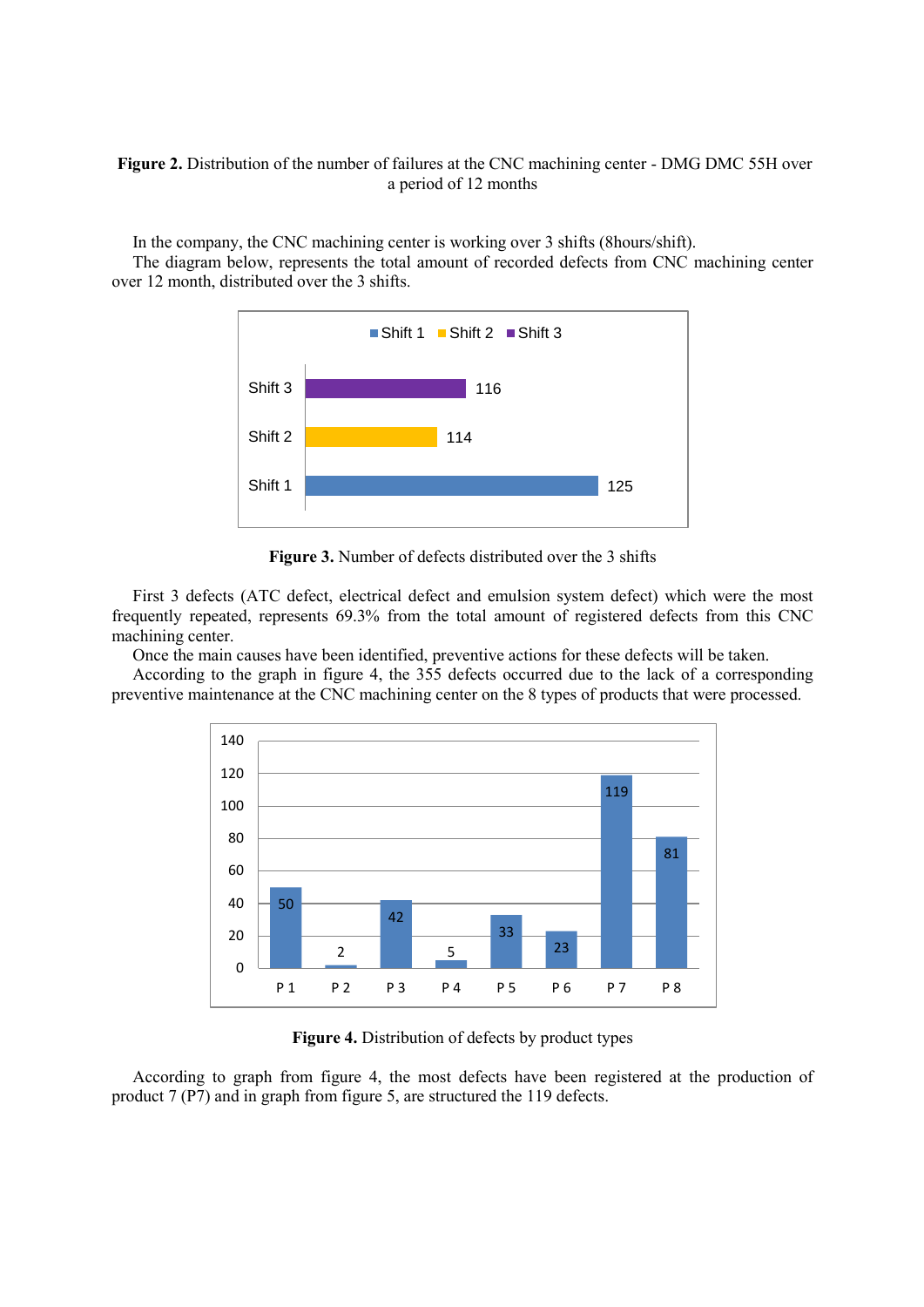**Figure 2.** Distribution of the number of failures at the CNC machining center - DMG DMC 55H over a period of 12 months

In the company, the CNC machining center is working over 3 shifts (8hours/shift).

The diagram below, represents the total amount of recorded defects from CNC machining center over 12 month, distributed over the 3 shifts.

| Shift | Number of defects |
| --- | --- |
| Shift 3 | 116 |
| Shift 2 | 114 |
| Shift 1 | 125 |

**Figure 3.** Number of defects distributed over the 3 shifts

First 3 defects (ATC defect, electrical defect and emulsion system defect) which were the most frequently repeated, represents 69.3% from the total amount of registered defects from this CNC machining center.

Once the main causes have been identified, preventive actions for these defects will be taken.

According to the graph in figure 4, the 355 defects occurred due to the lack of a corresponding preventive maintenance at the CNC machining center on the 8 types of products that were processed.

| Product | P 1 | P 2 | P 3 | P 4 | P 5 | P 6 | P 7 | P 8 |
| --- | --- | --- | --- | --- | --- | --- | --- | --- |
| Defects | 50 | 2 | 42 | 5 | 33 | 23 | 119 | 81 |

**Figure 4.** Distribution of defects by product types

According to graph from figure 4, the most defects have been registered at the production of product 7 (P7) and in graph from figure 5, are structured the 119 defects.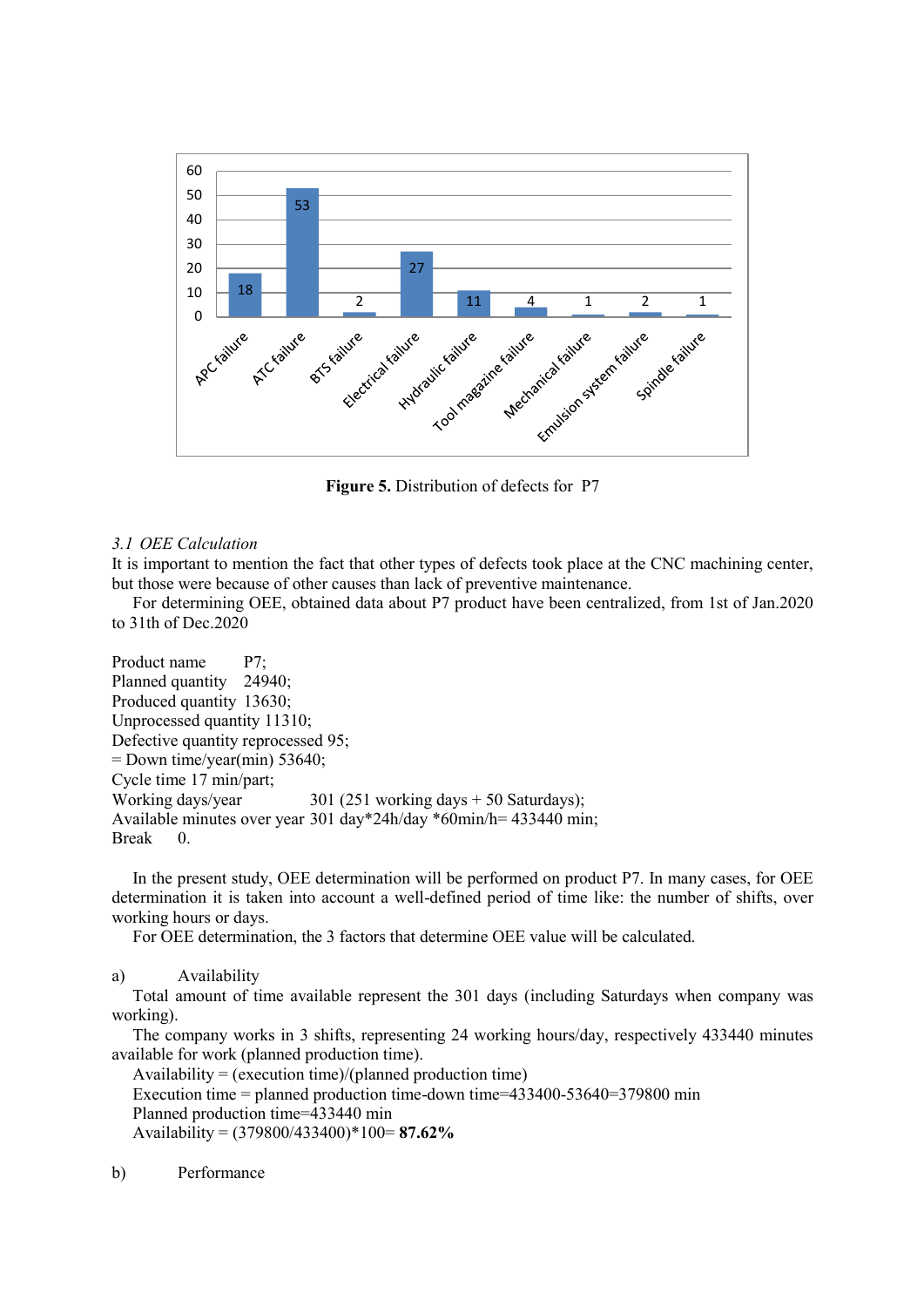**Figure 5.** Distribution of defects for P7

*3.1 OEE Calculation*

It is important to mention the fact that other types of defects took place at the CNC machining center, but those were because of other causes than lack of preventive maintenance.

For determining OEE, obtained data about P7 product have been centralized, from 1st of Jan.2020 to 31th of Dec.2020

Product name P7;
Planned quantity 24940;
Produced quantity 13630;
Unprocessed quantity 11310;
Defective quantity reprocessed 95;
= Down time/year(min) 53640;
Cycle time 17 min/part;
Working days/year 301 (251 working days + 50 Saturdays);
Available minutes over year 301 day*24h/day *60min/h= 433440 min;
Break 0.

In the present study, OEE determination will be performed on product P7. In many cases, for OEE determination it is taken into account a well-defined period of time like: the number of shifts, over working hours or days.

For OEE determination, the 3 factors that determine OEE value will be calculated.

a) Availability

Total amount of time available represent the 301 days (including Saturdays when company was working).

The company works in 3 shifts, representing 24 working hours/day, respectively 433440 minutes available for work (planned production time).

Availability = (execution time)/(planned production time)

Execution time = planned production time-down time=433400-53640=379800 min

Planned production time=433440 min

Availability = (379800/433400)*100= **87.62%**

b) Performance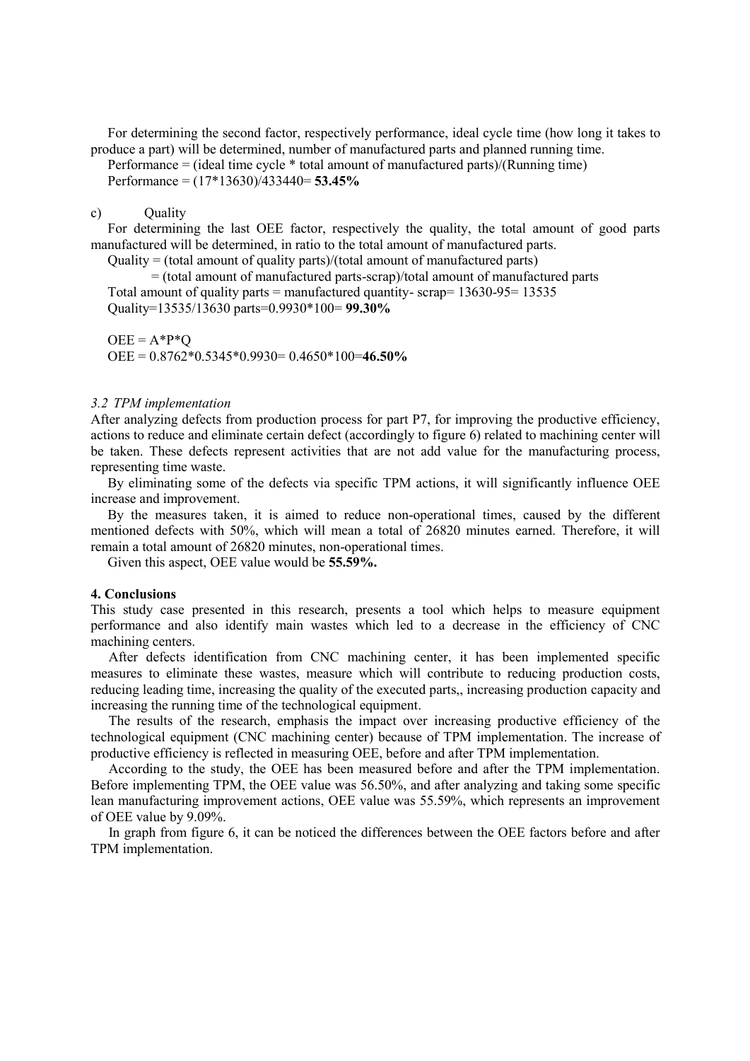For determining the second factor, respectively performance, ideal cycle time (how long it takes to produce a part) will be determined, number of manufactured parts and planned running time.

Performance = (ideal time cycle * total amount of manufactured parts)/(Running time)

Performance = (17*13630)/433440= **53.45%**

c) Quality

For determining the last OEE factor, respectively the quality, the total amount of good parts manufactured will be determined, in ratio to the total amount of manufactured parts.

Quality = (total amount of quality parts)/(total amount of manufactured parts)

= (total amount of manufactured parts-scrap)/total amount of manufactured parts

Total amount of quality parts = manufactured quantity- scrap= 13630-95= 13535

Quality=13535/13630 parts=0.9930*100= **99.30%**

OEE = A*P*Q

OEE = 0.8762*0.5345*0.9930= 0.4650*100=**46.50%**

### *3.2 TPM implementation*

After analyzing defects from production process for part P7, for improving the productive efficiency, actions to reduce and eliminate certain defect (accordingly to figure 6) related to machining center will be taken. These defects represent activities that are not add value for the manufacturing process, representing time waste.

By eliminating some of the defects via specific TPM actions, it will significantly influence OEE increase and improvement.

By the measures taken, it is aimed to reduce non-operational times, caused by the different mentioned defects with 50%, which will mean a total of 26820 minutes earned. Therefore, it will remain a total amount of 26820 minutes, non-operational times.

Given this aspect, OEE value would be **55.59%.**

## 4. Conclusions

This study case presented in this research, presents a tool which helps to measure equipment performance and also identify main wastes which led to a decrease in the efficiency of CNC machining centers.

After defects identification from CNC machining center, it has been implemented specific measures to eliminate these wastes, measure which will contribute to reducing production costs, reducing leading time, increasing the quality of the executed parts,, increasing production capacity and increasing the running time of the technological equipment.

The results of the research, emphasis the impact over increasing productive efficiency of the technological equipment (CNC machining center) because of TPM implementation. The increase of productive efficiency is reflected in measuring OEE, before and after TPM implementation.

According to the study, the OEE has been measured before and after the TPM implementation. Before implementing TPM, the OEE value was 56.50%, and after analyzing and taking some specific lean manufacturing improvement actions, OEE value was 55.59%, which represents an improvement of OEE value by 9.09%.

In graph from figure 6, it can be noticed the differences between the OEE factors before and after TPM implementation.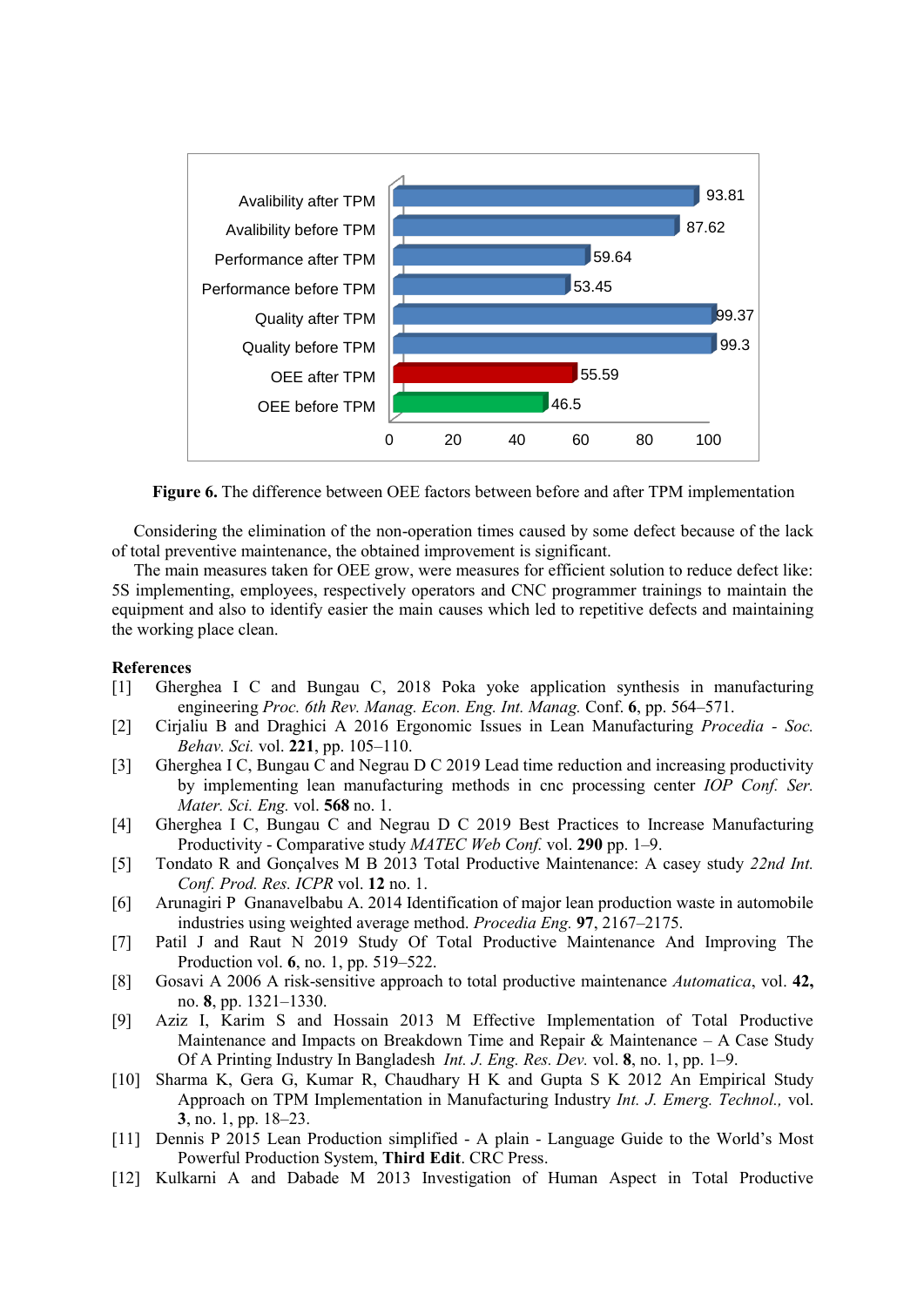| | Value |
|---|---|
| Avalibility after TPM | 93.81 |
| Avalibility before TPM | 87.62 |
| Performance after TPM | 59.64 |
| Performance before TPM | 53.45 |
| Quality after TPM | 99.37 |
| Quality before TPM | 99.3 |
| OEE after TPM | 55.59 |
| OEE before TPM | 46.5 |

**Figure 6.** The difference between OEE factors between before and after TPM implementation

Considering the elimination of the non-operation times caused by some defect because of the lack of total preventive maintenance, the obtained improvement is significant.

The main measures taken for OEE grow, were measures for efficient solution to reduce defect like: 5S implementing, employees, respectively operators and CNC programmer trainings to maintain the equipment and also to identify easier the main causes which led to repetitive defects and maintaining the working place clean.

## References

[1] Gherghea I C and Bungau C, 2018 Poka yoke application synthesis in manufacturing engineering *Proc. 6th Rev. Manag. Econ. Eng. Int. Manag.* Conf. **6**, pp. 564–571.

[2] Cirjaliu B and Draghici A 2016 Ergonomic Issues in Lean Manufacturing *Procedia - Soc. Behav. Sci.* vol. **221**, pp. 105–110.

[3] Gherghea I C, Bungau C and Negrau D C 2019 Lead time reduction and increasing productivity by implementing lean manufacturing methods in cnc processing center *IOP Conf. Ser. Mater. Sci. Eng.* vol. **568** no. 1.

[4] Gherghea I C, Bungau C and Negrau D C 2019 Best Practices to Increase Manufacturing Productivity - Comparative study *MATEC Web Conf.* vol. **290** pp. 1–9.

[5] Tondato R and Gonçalves M B 2013 Total Productive Maintenance: A casey study *22nd Int. Conf. Prod. Res. ICPR* vol. **12** no. 1.

[6] Arunagiri P Gnanavelbabu A. 2014 Identification of major lean production waste in automobile industries using weighted average method. *Procedia Eng.* **97**, 2167–2175.

[7] Patil J and Raut N 2019 Study Of Total Productive Maintenance And Improving The Production vol. **6**, no. 1, pp. 519–522.

[8] Gosavi A 2006 A risk-sensitive approach to total productive maintenance *Automatica*, vol. **42,** no. **8**, pp. 1321–1330.

[9] Aziz I, Karim S and Hossain 2013 M Effective Implementation of Total Productive Maintenance and Impacts on Breakdown Time and Repair & Maintenance – A Case Study Of A Printing Industry In Bangladesh *Int. J. Eng. Res. Dev.* vol. **8**, no. 1, pp. 1–9.

[10] Sharma K, Gera G, Kumar R, Chaudhary H K and Gupta S K 2012 An Empirical Study Approach on TPM Implementation in Manufacturing Industry *Int. J. Emerg. Technol.,* vol. **3**, no. 1, pp. 18–23.

[11] Dennis P 2015 Lean Production simplified - A plain - Language Guide to the World's Most Powerful Production System, **Third Edit**. CRC Press.

[12] Kulkarni A and Dabade M 2013 Investigation of Human Aspect in Total Productive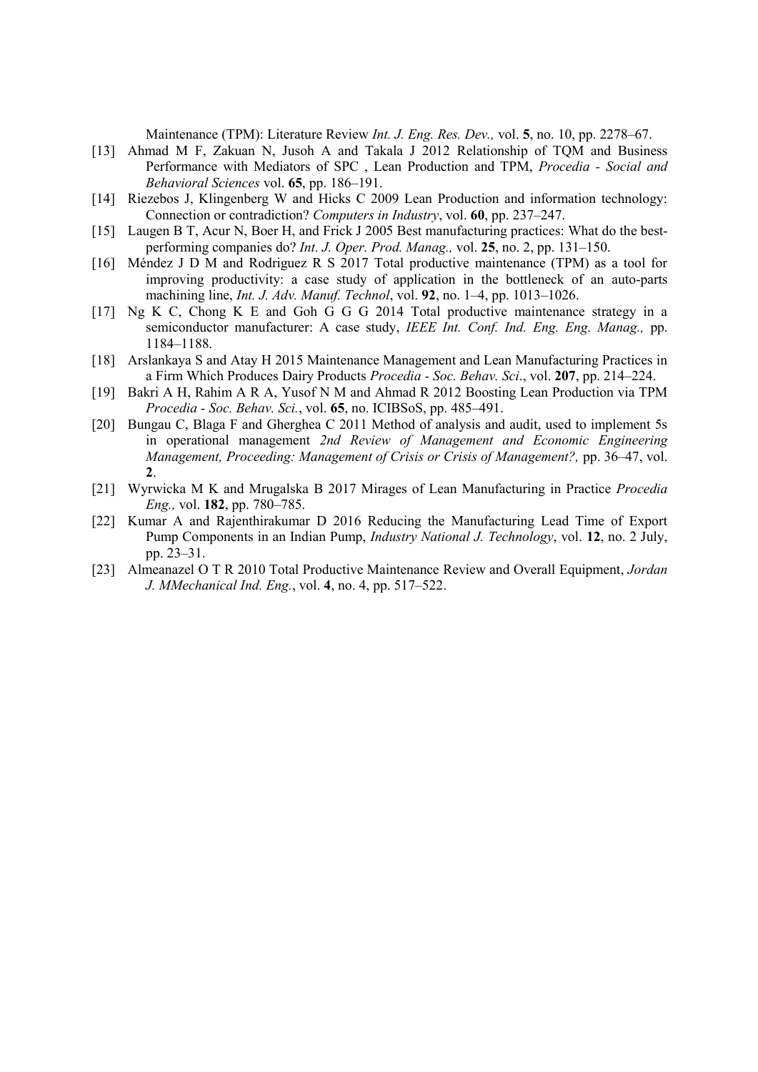Maintenance (TPM): Literature Review *Int. J. Eng. Res. Dev.,* vol. **5**, no. 10, pp. 2278–67.

[13] Ahmad M F, Zakuan N, Jusoh A and Takala J 2012 Relationship of TQM and Business Performance with Mediators of SPC , Lean Production and TPM, *Procedia - Social and Behavioral Sciences* vol. **65**, pp. 186–191.

[14] Riezebos J, Klingenberg W and Hicks C 2009 Lean Production and information technology: Connection or contradiction? *Computers in Industry*, vol. **60**, pp. 237–247.

[15] Laugen B T, Acur N, Boer H, and Frick J 2005 Best manufacturing practices: What do the best-performing companies do? *Int. J. Oper. Prod. Manag.,* vol. **25**, no. 2, pp. 131–150.

[16] Méndez J D M and Rodriguez R S 2017 Total productive maintenance (TPM) as a tool for improving productivity: a case study of application in the bottleneck of an auto-parts machining line, *Int. J. Adv. Manuf. Technol*, vol. **92**, no. 1–4, pp. 1013–1026.

[17] Ng K C, Chong K E and Goh G G G 2014 Total productive maintenance strategy in a semiconductor manufacturer: A case study, *IEEE Int. Conf. Ind. Eng. Eng. Manag.,* pp. 1184–1188.

[18] Arslankaya S and Atay H 2015 Maintenance Management and Lean Manufacturing Practices in a Firm Which Produces Dairy Products *Procedia - Soc. Behav. Sci*., vol. **207**, pp. 214–224.

[19] Bakri A H, Rahim A R A, Yusof N M and Ahmad R 2012 Boosting Lean Production via TPM *Procedia - Soc. Behav. Sci.*, vol. **65**, no. ICIBSoS, pp. 485–491.

[20] Bungau C, Blaga F and Gherghea C 2011 Method of analysis and audit, used to implement 5s in operational management *2nd Review of Management and Economic Engineering Management, Proceeding: Management of Crisis or Crisis of Management?,* pp. 36–47, vol. **2**.

[21] Wyrwicka M K and Mrugalska B 2017 Mirages of Lean Manufacturing in Practice *Procedia Eng.,* vol. **182**, pp. 780–785.

[22] Kumar A and Rajenthirakumar D 2016 Reducing the Manufacturing Lead Time of Export Pump Components in an Indian Pump, *Industry National J. Technology*, vol. **12**, no. 2 July, pp. 23–31.

[23] Almeanazel O T R 2010 Total Productive Maintenance Review and Overall Equipment, *Jordan J. MMechanical Ind. Eng.*, vol. **4**, no. 4, pp. 517–522.